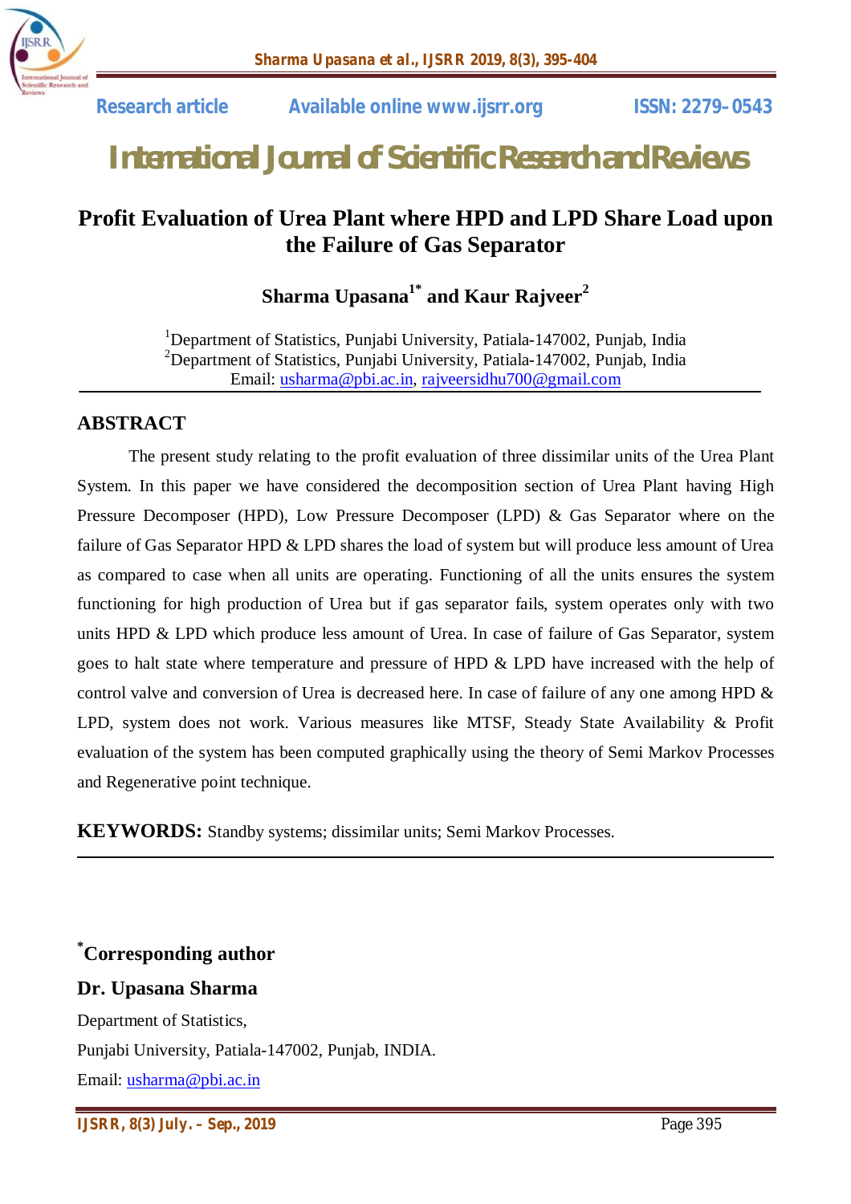Research article Available online www.ijsrr.org ISSN: 2279–0543

# International Journal of Scientific Research and Reviews

## Profit Evaluation of Urea Plant where HPD and LPD Share Load upon the Failure of Gas Separator

**Sharma Upasana[1*] and Kaur Rajveer[2]**

[1]Department of Statistics, Punjabi University, Patiala-147002, Punjab, India
[2]Department of Statistics, Punjabi University, Patiala-147002, Punjab, India
Email: usharma@pbi.ac.in, rajveersidhu700@gmail.com

## ABSTRACT

The present study relating to the profit evaluation of three dissimilar units of the Urea Plant System. In this paper we have considered the decomposition section of Urea Plant having High Pressure Decomposer (HPD), Low Pressure Decomposer (LPD) & Gas Separator where on the failure of Gas Separator HPD & LPD shares the load of system but will produce less amount of Urea as compared to case when all units are operating. Functioning of all the units ensures the system functioning for high production of Urea but if gas separator fails, system operates only with two units HPD & LPD which produce less amount of Urea. In case of failure of Gas Separator, system goes to halt state where temperature and pressure of HPD & LPD have increased with the help of control valve and conversion of Urea is decreased here. In case of failure of any one among HPD & LPD, system does not work. Various measures like MTSF, Steady State Availability & Profit evaluation of the system has been computed graphically using the theory of Semi Markov Processes and Regenerative point technique.

**KEYWORDS:** Standby systems; dissimilar units; Semi Markov Processes.

**[*]Corresponding author**

**Dr. Upasana Sharma**

Department of Statistics,

Punjabi University, Patiala-147002, Punjab, INDIA.

Email: usharma@pbi.ac.in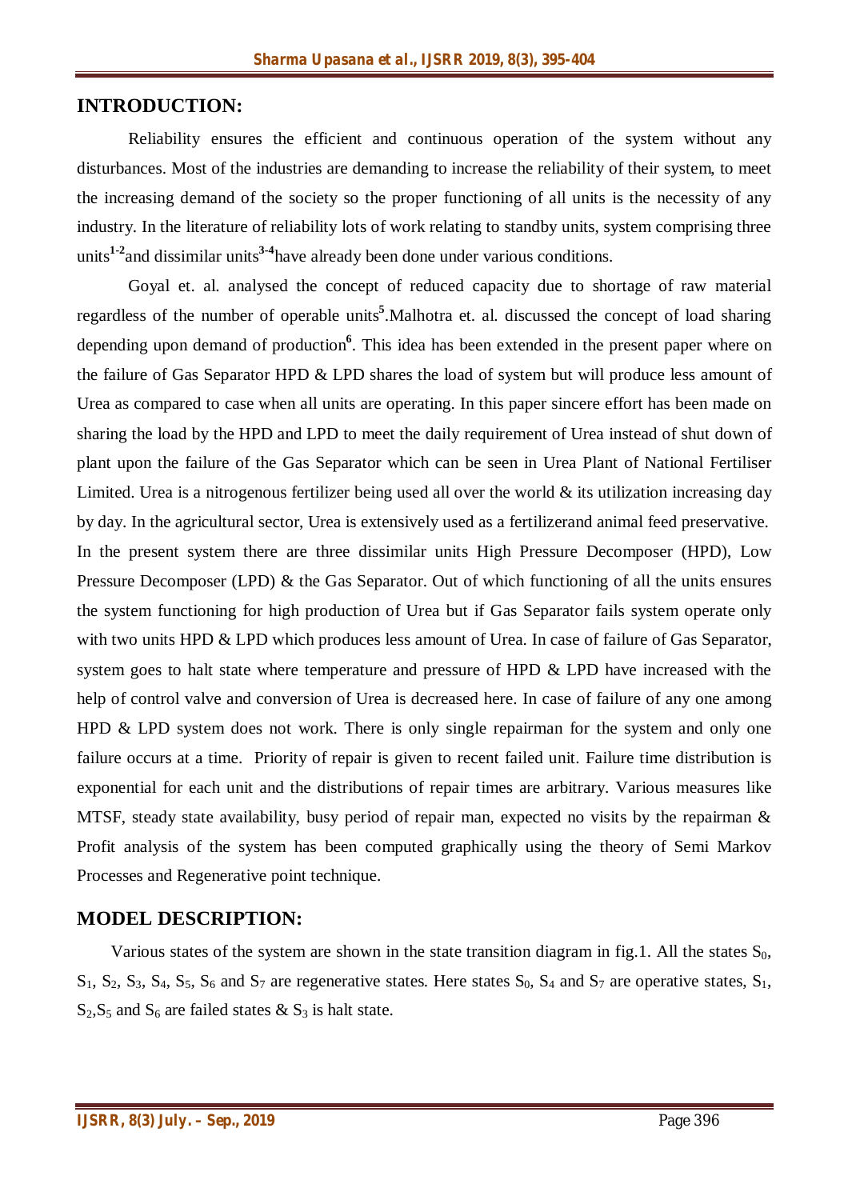## INTRODUCTION:

Reliability ensures the efficient and continuous operation of the system without any disturbances. Most of the industries are demanding to increase the reliability of their system, to meet the increasing demand of the society so the proper functioning of all units is the necessity of any industry. In the literature of reliability lots of work relating to standby units, system comprising three units[1-2]and dissimilar units[3-4]have already been done under various conditions.

Goyal et. al. analysed the concept of reduced capacity due to shortage of raw material regardless of the number of operable units[5].Malhotra et. al. discussed the concept of load sharing depending upon demand of production[6]. This idea has been extended in the present paper where on the failure of Gas Separator HPD & LPD shares the load of system but will produce less amount of Urea as compared to case when all units are operating. In this paper sincere effort has been made on sharing the load by the HPD and LPD to meet the daily requirement of Urea instead of shut down of plant upon the failure of the Gas Separator which can be seen in Urea Plant of National Fertiliser Limited. Urea is a nitrogenous fertilizer being used all over the world & its utilization increasing day by day. In the agricultural sector, Urea is extensively used as a fertilizerand animal feed preservative. In the present system there are three dissimilar units High Pressure Decomposer (HPD), Low Pressure Decomposer (LPD) & the Gas Separator. Out of which functioning of all the units ensures the system functioning for high production of Urea but if Gas Separator fails system operate only with two units HPD & LPD which produces less amount of Urea. In case of failure of Gas Separator, system goes to halt state where temperature and pressure of HPD & LPD have increased with the help of control valve and conversion of Urea is decreased here. In case of failure of any one among HPD & LPD system does not work. There is only single repairman for the system and only one failure occurs at a time. Priority of repair is given to recent failed unit. Failure time distribution is exponential for each unit and the distributions of repair times are arbitrary. Various measures like MTSF, steady state availability, busy period of repair man, expected no visits by the repairman & Profit analysis of the system has been computed graphically using the theory of Semi Markov Processes and Regenerative point technique.

## MODEL DESCRIPTION:

Various states of the system are shown in the state transition diagram in fig.1. All the states $S_0$, $S_1$, $S_2$, $S_3$, $S_4$, $S_5$, $S_6$ and $S_7$ are regenerative states. Here states $S_0$, $S_4$ and $S_7$ are operative states, $S_1$, $S_2$, $S_5$ and $S_6$ are failed states & $S_3$ is halt state.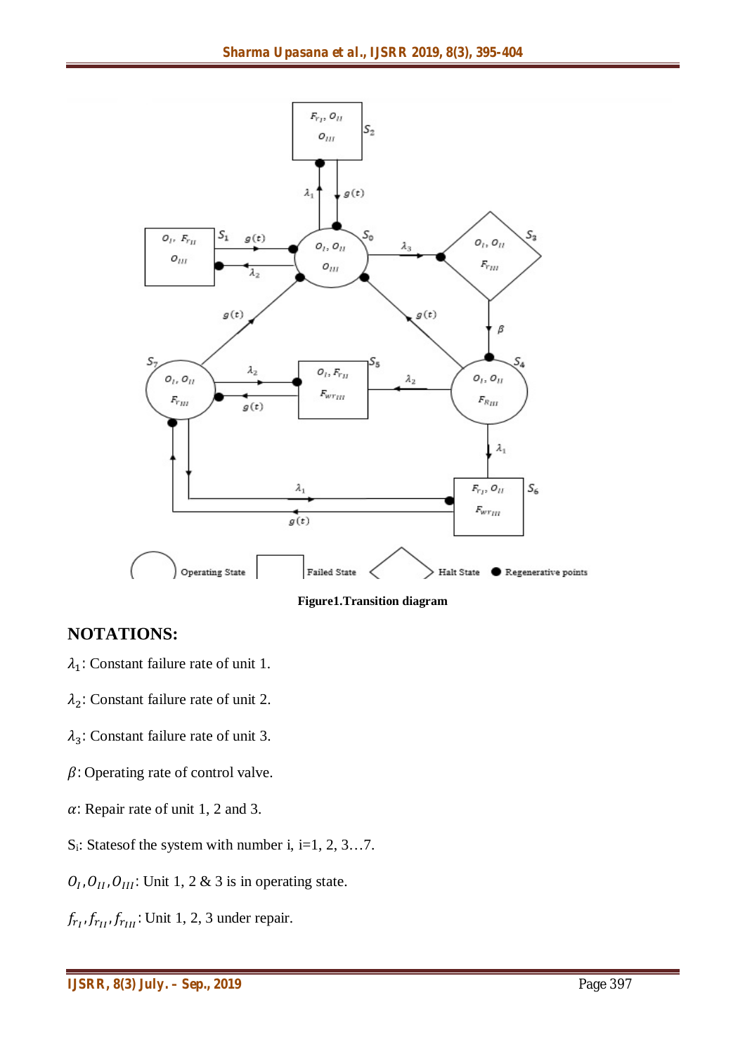**Figure1.Transition diagram**

## NOTATIONS:

$\lambda_1$: Constant failure rate of unit 1.

$\lambda_2$: Constant failure rate of unit 2.

$\lambda_3$: Constant failure rate of unit 3.

$\beta$: Operating rate of control valve.

$\alpha$: Repair rate of unit 1, 2 and 3.

$S_i$: Statesof the system with number i, i=1, 2, 3…7.

$O_I, O_{II}, O_{III}$: Unit 1, 2 & 3 is in operating state.

$f_{r_I}, f_{r_{II}}, f_{r_{III}}$: Unit 1, 2, 3 under repair.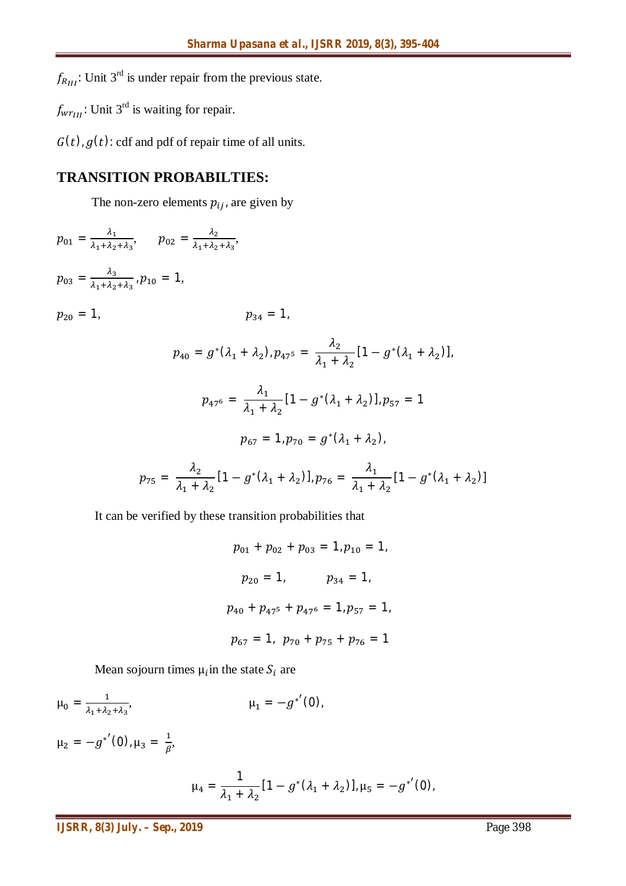$f_{R_{III}}$: Unit 3[rd] is under repair from the previous state.

$f_{wr_{III}}$: Unit 3[rd] is waiting for repair.

$G(t), g(t)$: cdf and pdf of repair time of all units.

## TRANSITION PROBABILTIES:

The non-zero elements $p_{ij}$, are given by

$$p_{01} = \frac{\lambda_1}{\lambda_1+\lambda_2+\lambda_3}, \qquad p_{02} = \frac{\lambda_2}{\lambda_1+\lambda_2+\lambda_3},$$

$$p_{03} = \frac{\lambda_3}{\lambda_1+\lambda_2+\lambda_3}, p_{10} = 1,$$

$$p_{20} = 1, \qquad p_{34} = 1,$$

$$p_{40} = g^*(\lambda_1+\lambda_2), p_{47^5} = \frac{\lambda_2}{\lambda_1+\lambda_2}[1 - g^*(\lambda_1+\lambda_2)],$$

$$p_{47^6} = \frac{\lambda_1}{\lambda_1+\lambda_2}[1 - g^*(\lambda_1+\lambda_2)], p_{57} = 1$$

$$p_{67} = 1, p_{70} = g^*(\lambda_1+\lambda_2),$$

$$p_{75} = \frac{\lambda_2}{\lambda_1+\lambda_2}[1 - g^*(\lambda_1+\lambda_2)], p_{76} = \frac{\lambda_1}{\lambda_1+\lambda_2}[1 - g^*(\lambda_1+\lambda_2)]$$

It can be verified by these transition probabilities that

$$p_{01} + p_{02} + p_{03} = 1, p_{10} = 1,$$

$$p_{20} = 1, \qquad p_{34} = 1,$$

$$p_{40} + p_{47^5} + p_{47^6} = 1, p_{57} = 1,$$

$$p_{67} = 1, \; p_{70} + p_{75} + p_{76} = 1$$

Mean sojourn times $\mu_i$ in the state $S_i$ are

$$\mu_0 = \frac{1}{\lambda_1+\lambda_2+\lambda_3}, \qquad \mu_1 = -g^{*'}(0),$$

$$\mu_2 = -g^{*'}(0), \mu_3 = \frac{1}{\beta},$$

$$\mu_4 = \frac{1}{\lambda_1+\lambda_2}[1 - g^*(\lambda_1+\lambda_2)], \mu_5 = -g^{*'}(0),$$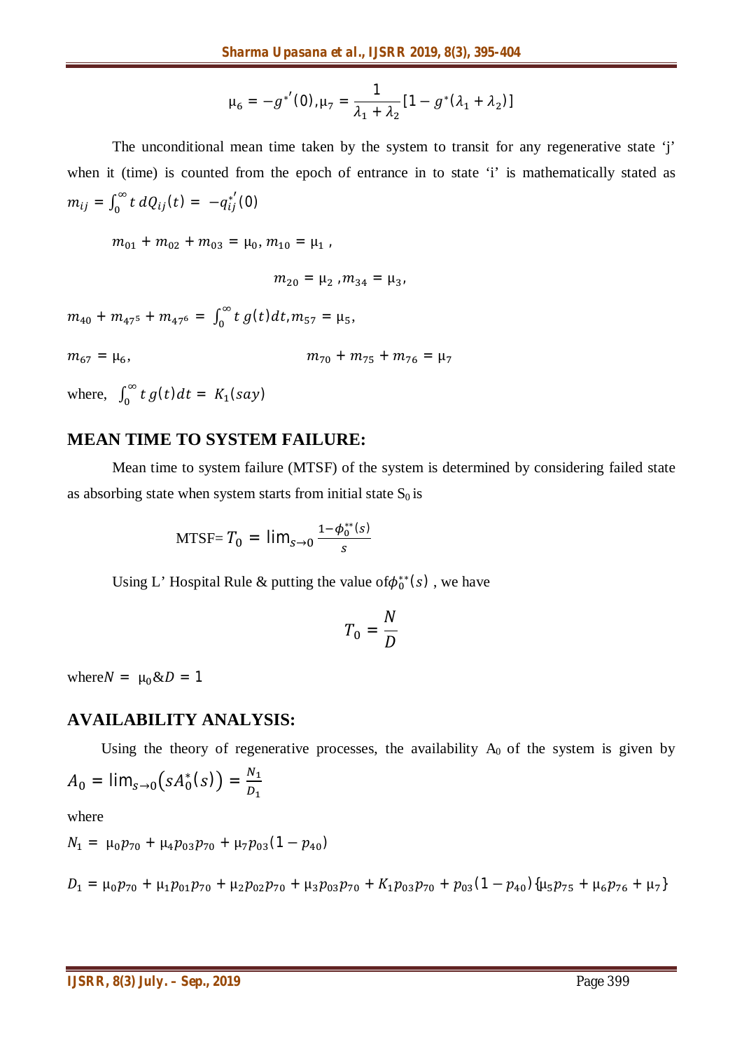$$\mu_6 = -g^{*'}(0), \mu_7 = \frac{1}{\lambda_1 + \lambda_2}[1 - g^*(\lambda_1 + \lambda_2)]$$

The unconditional mean time taken by the system to transit for any regenerative state 'j' when it (time) is counted from the epoch of entrance in to state 'i' is mathematically stated as $m_{ij} = \int_0^\infty t\, dQ_{ij}(t) = -q_{ij}^{*'}(0)$

$$m_{01} + m_{02} + m_{03} = \mu_0, m_{10} = \mu_1,$$

$$m_{20} = \mu_2, m_{34} = \mu_3,$$

$$m_{40} + m_{47^5} + m_{47^6} = \int_0^\infty t\, g(t) dt, m_{57} = \mu_5,$$

$$m_{67} = \mu_6, \qquad m_{70} + m_{75} + m_{76} = \mu_7$$

where, $\int_0^\infty t\, g(t) dt = K_1 (say)$

## MEAN TIME TO SYSTEM FAILURE:

Mean time to system failure (MTSF) of the system is determined by considering failed state as absorbing state when system starts from initial state $S_0$ is

$$\text{MTSF} = T_0 = \lim_{s \to 0} \frac{1 - \phi_0^{**}(s)}{s}$$

Using L' Hospital Rule & putting the value of $\phi_0^{**}(s)$ , we have

$$T_0 = \frac{N}{D}$$

where $N = \mu_0$ & $D = 1$

## AVAILABILITY ANALYSIS:

Using the theory of regenerative processes, the availability $A_0$ of the system is given by $A_0 = \lim_{s \to 0}\left(sA_0^*(s)\right) = \frac{N_1}{D_1}$

where

$$N_1 = \mu_0 p_{70} + \mu_4 p_{03} p_{70} + \mu_7 p_{03}(1 - p_{40})$$

$$D_1 = \mu_0 p_{70} + \mu_1 p_{01} p_{70} + \mu_2 p_{02} p_{70} + \mu_3 p_{03} p_{70} + K_1 p_{03} p_{70} + p_{03}(1 - p_{40})\{\mu_5 p_{75} + \mu_6 p_{76} + \mu_7\}$$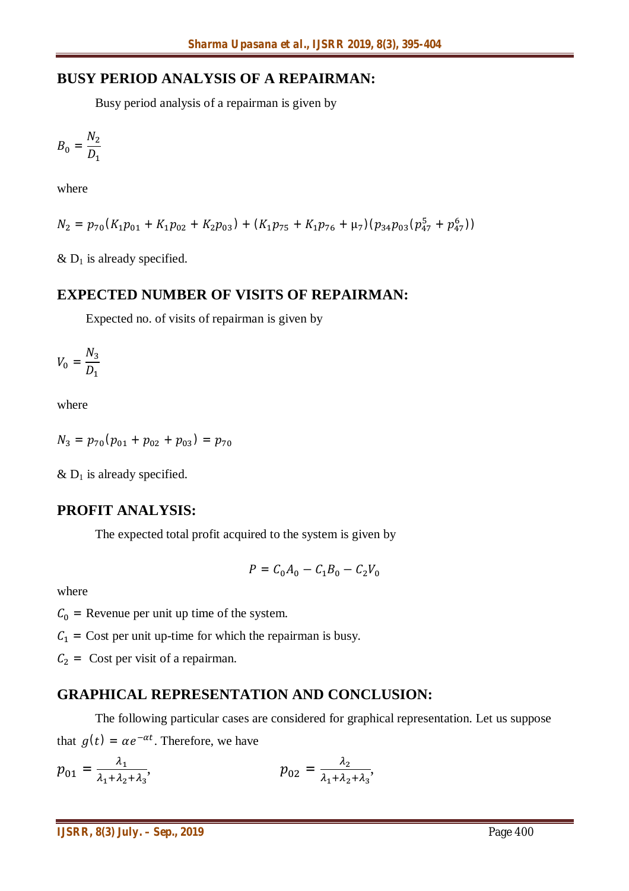## BUSY PERIOD ANALYSIS OF A REPAIRMAN:

Busy period analysis of a repairman is given by

$$B_0 = \frac{N_2}{D_1}$$

where

$$N_2 = p_{70}(K_1 p_{01} + K_1 p_{02} + K_2 p_{03}) + (K_1 p_{75} + K_1 p_{76} + \mu_7)(p_{34} p_{03}(p_{47}^5 + p_{47}^6))$$

& $D_1$ is already specified.

## EXPECTED NUMBER OF VISITS OF REPAIRMAN:

Expected no. of visits of repairman is given by

$$V_0 = \frac{N_3}{D_1}$$

where

$$N_3 = p_{70}(p_{01} + p_{02} + p_{03}) = p_{70}$$

& $D_1$ is already specified.

## PROFIT ANALYSIS:

The expected total profit acquired to the system is given by

$$P = C_0 A_0 - C_1 B_0 - C_2 V_0$$

where

$C_0 =$ Revenue per unit up time of the system.

$C_1 =$ Cost per unit up-time for which the repairman is busy.

$C_2 =$ Cost per visit of a repairman.

## GRAPHICAL REPRESENTATION AND CONCLUSION:

The following particular cases are considered for graphical representation. Let us suppose that $g(t) = \alpha e^{-\alpha t}$. Therefore, we have

$$p_{01} = \frac{\lambda_1}{\lambda_1 + \lambda_2 + \lambda_3}, \qquad p_{02} = \frac{\lambda_2}{\lambda_1 + \lambda_2 + \lambda_3},$$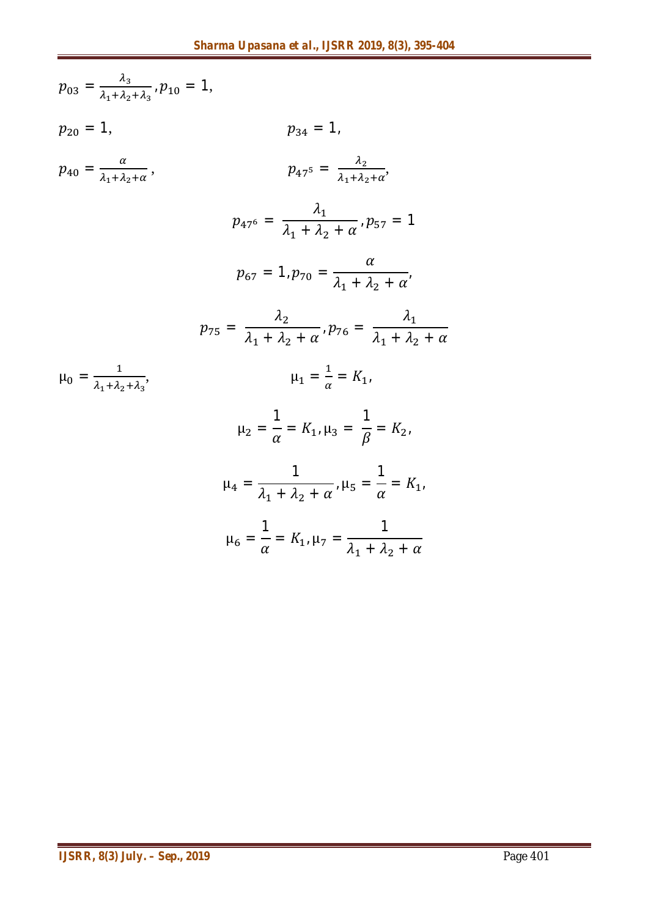$p_{03} = \frac{\lambda_3}{\lambda_1+\lambda_2+\lambda_3}, p_{10} = 1,$

$p_{20} = 1,$ $\qquad\qquad\qquad\qquad p_{34} = 1,$

$p_{40} = \frac{\alpha}{\lambda_1+\lambda_2+\alpha},$ $\qquad\qquad\qquad p_{47^5} = \frac{\lambda_2}{\lambda_1+\lambda_2+\alpha},$

$$p_{47^6} = \frac{\lambda_1}{\lambda_1+\lambda_2+\alpha}, p_{57} = 1$$

$$p_{67} = 1, p_{70} = \frac{\alpha}{\lambda_1+\lambda_2+\alpha},$$

$$p_{75} = \frac{\lambda_2}{\lambda_1+\lambda_2+\alpha}, p_{76} = \frac{\lambda_1}{\lambda_1+\lambda_2+\alpha}$$

$\mu_0 = \frac{1}{\lambda_1+\lambda_2+\lambda_3},$ $\qquad\qquad\qquad \mu_1 = \frac{1}{\alpha} = K_1,$

$$\mu_2 = \frac{1}{\alpha} = K_1, \mu_3 = \frac{1}{\beta} = K_2,$$

$$\mu_4 = \frac{1}{\lambda_1+\lambda_2+\alpha}, \mu_5 = \frac{1}{\alpha} = K_1,$$

$$\mu_6 = \frac{1}{\alpha} = K_1, \mu_7 = \frac{1}{\lambda_1+\lambda_2+\alpha}$$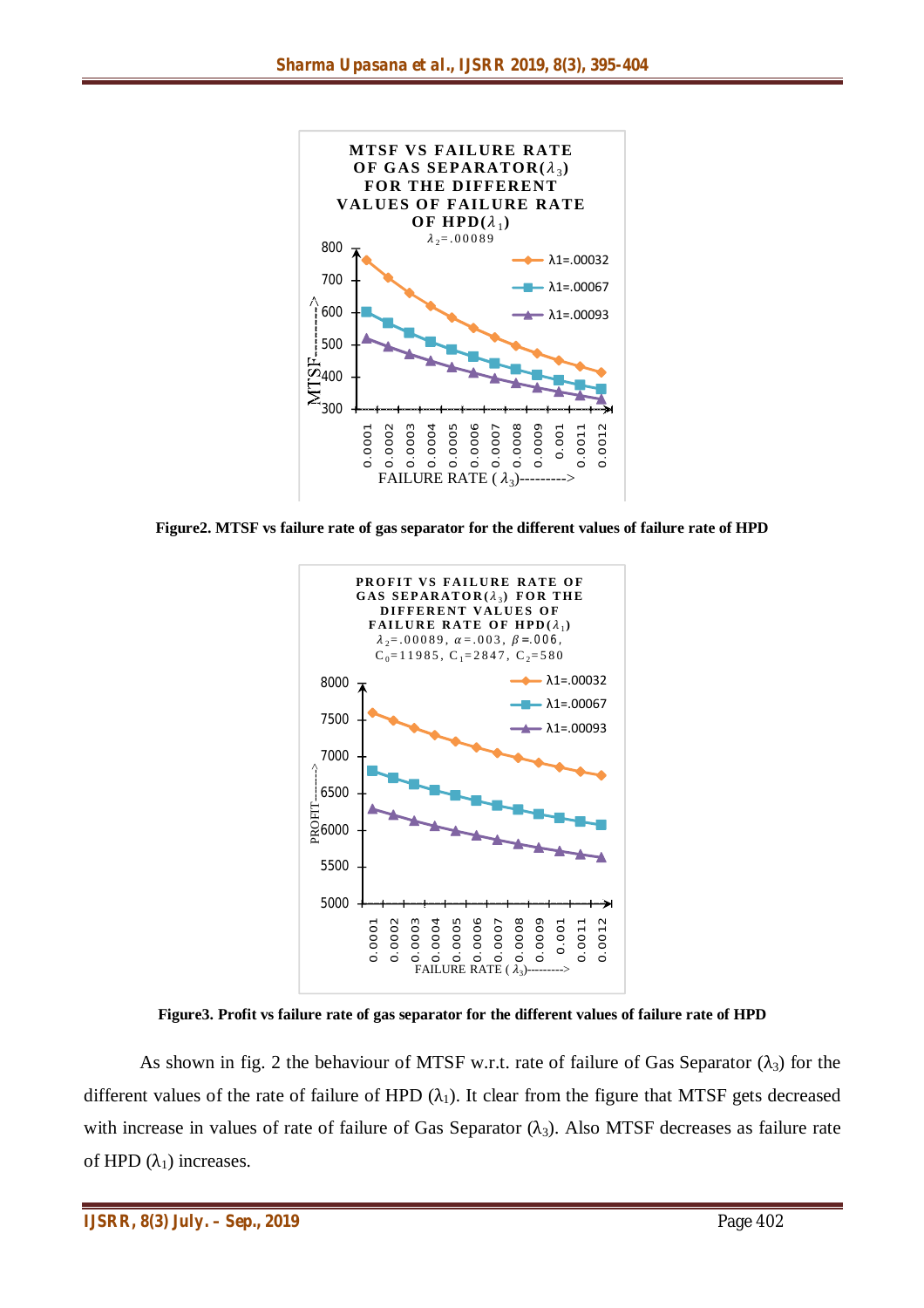**Figure2. MTSF vs failure rate of gas separator for the different values of failure rate of HPD**

**Figure3. Profit vs failure rate of gas separator for the different values of failure rate of HPD**

As shown in fig. 2 the behaviour of MTSF w.r.t. rate of failure of Gas Separator ($\lambda_3$) for the different values of the rate of failure of HPD ($\lambda_1$). It clear from the figure that MTSF gets decreased with increase in values of rate of failure of Gas Separator ($\lambda_3$). Also MTSF decreases as failure rate of HPD ($\lambda_1$) increases.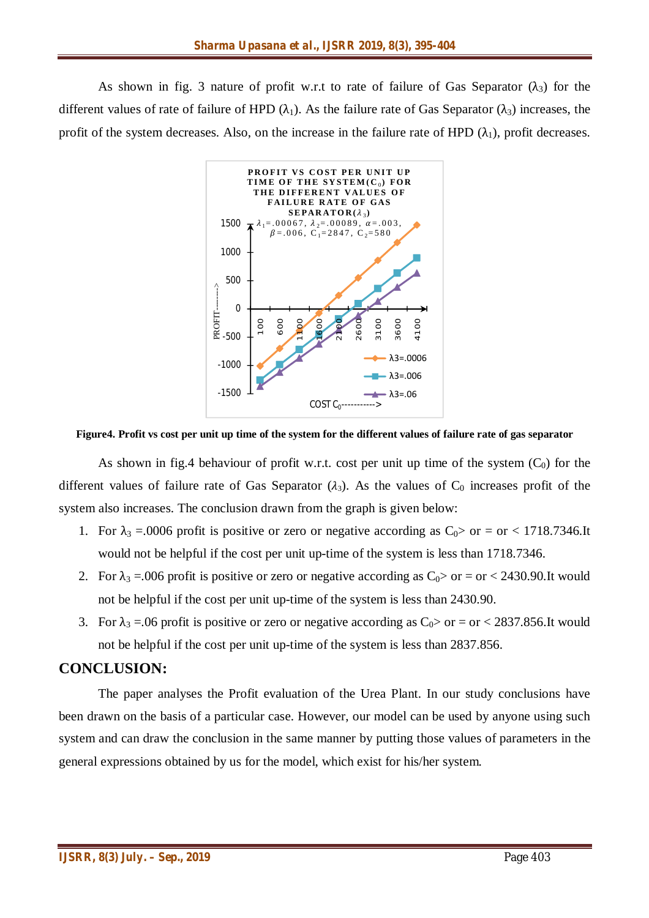As shown in fig. 3 nature of profit w.r.t to rate of failure of Gas Separator ($\lambda_3$) for the different values of rate of failure of HPD ($\lambda_1$). As the failure rate of Gas Separator ($\lambda_3$) increases, the profit of the system decreases. Also, on the increase in the failure rate of HPD ($\lambda_1$), profit decreases.

**Figure4. Profit vs cost per unit up time of the system for the different values of failure rate of gas separator**

As shown in fig.4 behaviour of profit w.r.t. cost per unit up time of the system ($C_0$) for the different values of failure rate of Gas Separator ($\lambda_3$). As the values of $C_0$ increases profit of the system also increases. The conclusion drawn from the graph is given below:

1. For $\lambda_3$ =.0006 profit is positive or zero or negative according as $C_0$> or = or < 1718.7346.It would not be helpful if the cost per unit up-time of the system is less than 1718.7346.
2. For $\lambda_3$ =.006 profit is positive or zero or negative according as $C_0$> or = or < 2430.90.It would not be helpful if the cost per unit up-time of the system is less than 2430.90.
3. For $\lambda_3$ =.06 profit is positive or zero or negative according as $C_0$> or = or < 2837.856.It would not be helpful if the cost per unit up-time of the system is less than 2837.856.

## CONCLUSION:

The paper analyses the Profit evaluation of the Urea Plant. In our study conclusions have been drawn on the basis of a particular case. However, our model can be used by anyone using such system and can draw the conclusion in the same manner by putting those values of parameters in the general expressions obtained by us for the model, which exist for his/her system.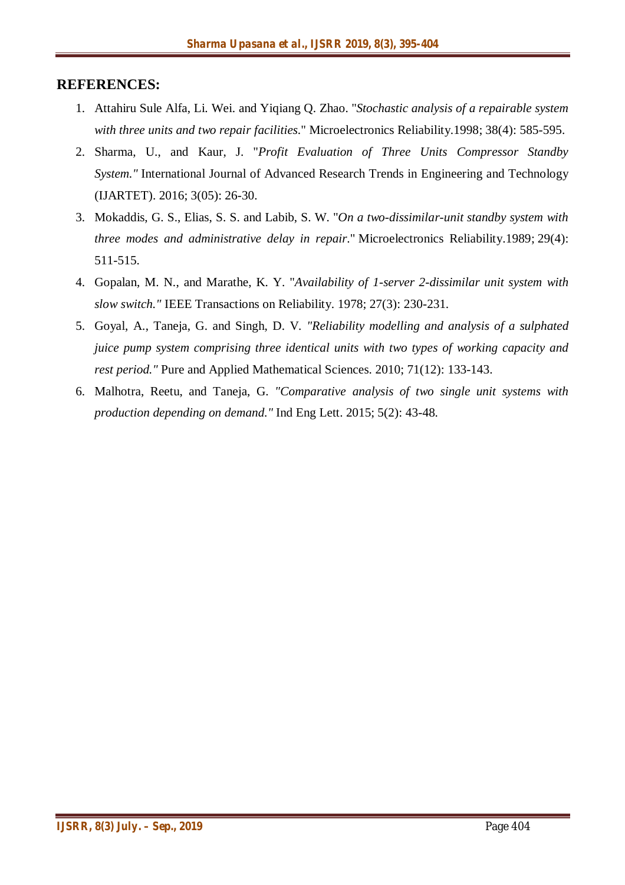## REFERENCES:

1. Attahiru Sule Alfa, Li. Wei. and Yiqiang Q. Zhao. "*Stochastic analysis of a repairable system with three units and two repair facilities*." Microelectronics Reliability.1998; 38(4): 585-595.
2. Sharma, U., and Kaur, J. "*Profit Evaluation of Three Units Compressor Standby System."* International Journal of Advanced Research Trends in Engineering and Technology (IJARTET). 2016; 3(05): 26-30.
3. Mokaddis, G. S., Elias, S. S. and Labib, S. W. "*On a two-dissimilar-unit standby system with three modes and administrative delay in repair*." Microelectronics Reliability.1989; 29(4): 511-515.
4. Gopalan, M. N., and Marathe, K. Y. "*Availability of 1-server 2-dissimilar unit system with slow switch."* IEEE Transactions on Reliability. 1978; 27(3): 230-231.
5. Goyal, A., Taneja, G. and Singh, D. V. *"Reliability modelling and analysis of a sulphated juice pump system comprising three identical units with two types of working capacity and rest period."* Pure and Applied Mathematical Sciences. 2010; 71(12): 133-143.
6. Malhotra, Reetu, and Taneja, G. *"Comparative analysis of two single unit systems with production depending on demand."* Ind Eng Lett. 2015; 5(2): 43-48.